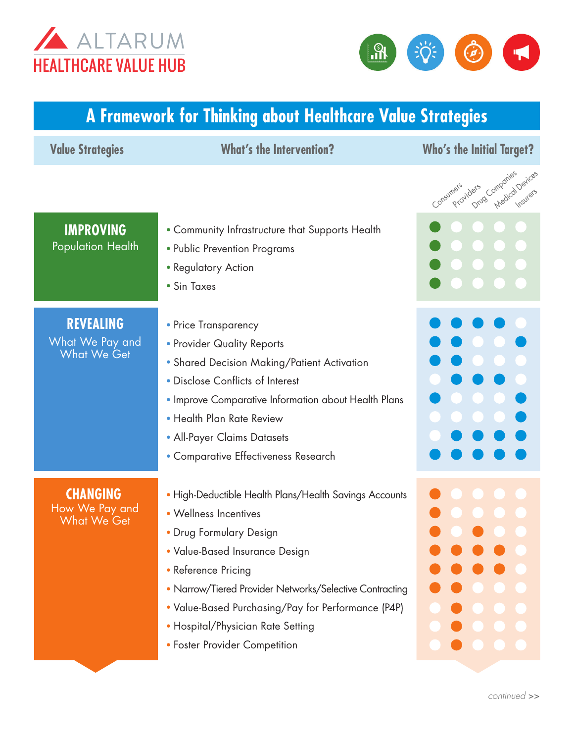ALTARUM
HEALTHCARE VALUE HUB

# A Framework for Thinking about Healthcare Value Strategies

| Value Strategies | What's the Intervention? | Who's the Initial Target? | | | | |
|---|---|---|---|---|---|---|
| | | Consumers | Providers | Drug Companies | Medical Devices | Insurers |
| **IMPROVING** Population Health | Community Infrastructure that Supports Health | ● | | | | |
| | Public Prevention Programs | ● | | | | |
| | Regulatory Action | ● | | | | |
| | Sin Taxes | ● | | | | |
| **REVEALING** What We Pay and What We Get | Price Transparency | ● | ● | ● | ● | |
| | Provider Quality Reports | ● | ● | | | ● |
| | Shared Decision Making/Patient Activation | ● | ● | | | |
| | Disclose Conflicts of Interest | | ● | ● | ● | |
| | Improve Comparative Information about Health Plans | ● | | | | ● |
| | Health Plan Rate Review | | | | | ● |
| | All-Payer Claims Datasets | | ● | ● | ● | ● |
| | Comparative Effectiveness Research | ● | ● | ● | ● | ● |
| **CHANGING** How We Pay and What We Get | High-Deductible Health Plans/Health Savings Accounts | ● | | | | |
| | Wellness Incentives | ● | | | | |
| | Drug Formulary Design | ● | | ● | | |
| | Value-Based Insurance Design | ● | ● | ● | ● | |
| | Reference Pricing | ● | ● | ● | ● | |
| | Narrow/Tiered Provider Networks/Selective Contracting | ● | ● | | | |
| | Value-Based Purchasing/Pay for Performance (P4P) | | ● | | | |
| | Hospital/Physician Rate Setting | | ● | | | |
| | Foster Provider Competition | | ● | | | |

*continued >>*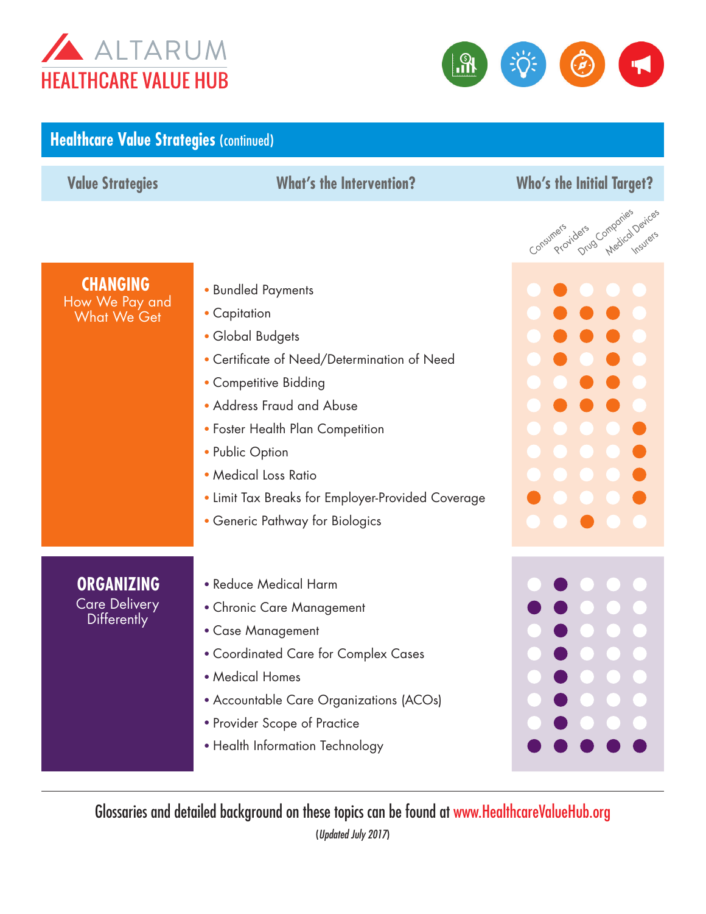ALTARUM
HEALTHCARE VALUE HUB

## Healthcare Value Strategies (continued)

| Value Strategies | What's the Intervention? | Consumers | Providers | Drug Companies | Medical Devices | Insurers |
|---|---|---|---|---|---|---|
| **CHANGING** How We Pay and What We Get | Bundled Payments | | ● | | | |
| | Capitation | | ● | ● | ● | |
| | Global Budgets | | ● | ● | ● | |
| | Certificate of Need/Determination of Need | | ● | | ● | |
| | Competitive Bidding | | | ● | ● | |
| | Address Fraud and Abuse | | ● | ● | ● | |
| | Foster Health Plan Competition | | | | | ● |
| | Public Option | | | | | ● |
| | Medical Loss Ratio | | | | | ● |
| | Limit Tax Breaks for Employer-Provided Coverage | ● | | | | ● |
| | Generic Pathway for Biologics | | | ● | | |
| **ORGANIZING** Care Delivery Differently | Reduce Medical Harm | | ● | | | |
| | Chronic Care Management | ● | ● | | | |
| | Case Management | | ● | | | |
| | Coordinated Care for Complex Cases | | ● | | | |
| | Medical Homes | | ● | | | |
| | Accountable Care Organizations (ACOs) | | ● | | | |
| | Provider Scope of Practice | | ● | | | |
| | Health Information Technology | ● | ● | ● | ● | ● |

Who's the Initial Target? (Consumers, Providers, Drug Companies, Medical Devices, Insurers)

Glossaries and detailed background on these topics can be found at www.HealthcareValueHub.org

*(Updated July 2017)*